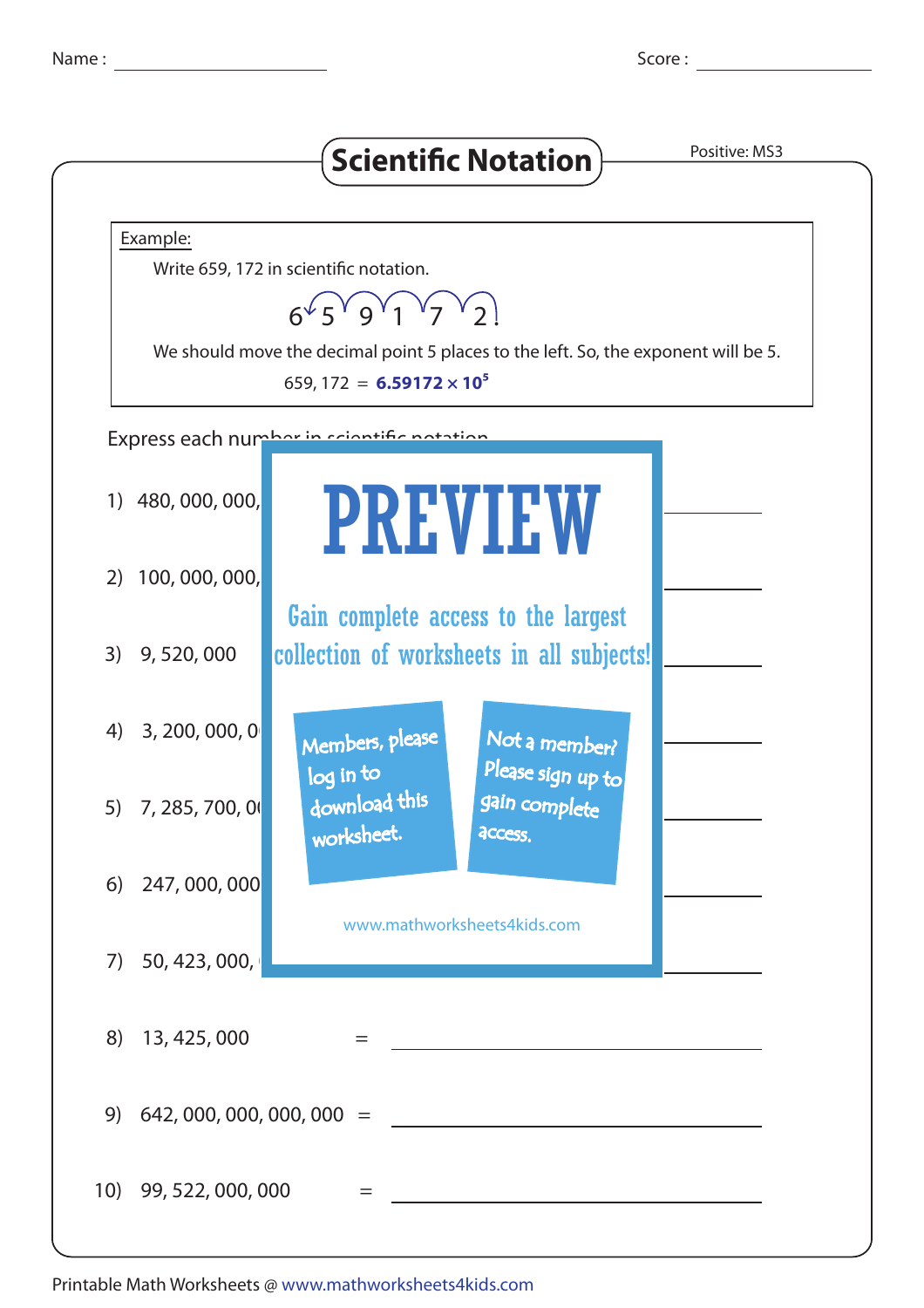Name : ____________ Score : ____________

# Scientific Notation

Positive: MS3

Example:

Write 659, 172 in scientific notation.

6 5 9 1 7 2

We should move the decimal point 5 places to the left. So, the exponent will be 5.

659, 172 = **$6.59172 \times 10^5$**

Express each number in scientific notation.

1) 480, 000, 000, = ____________

2) 100, 000, 000, = ____________

3) 9, 520, 000 = ____________

4) 3, 200, 000, 0 = ____________

5) 7, 285, 700, 0 = ____________

6) 247, 000, 000 = ____________

7) 50, 423, 000, = ____________

8) 13, 425, 000 = ____________

9) 642, 000, 000, 000, 000 = ____________

10) 99, 522, 000, 000 = ____________

PREVIEW

Gain complete access to the largest collection of worksheets in all subjects!

Members, please log in to download this worksheet.

Not a member? Please sign up to gain complete access.

www.mathworksheets4kids.com

Printable Math Worksheets @ www.mathworksheets4kids.com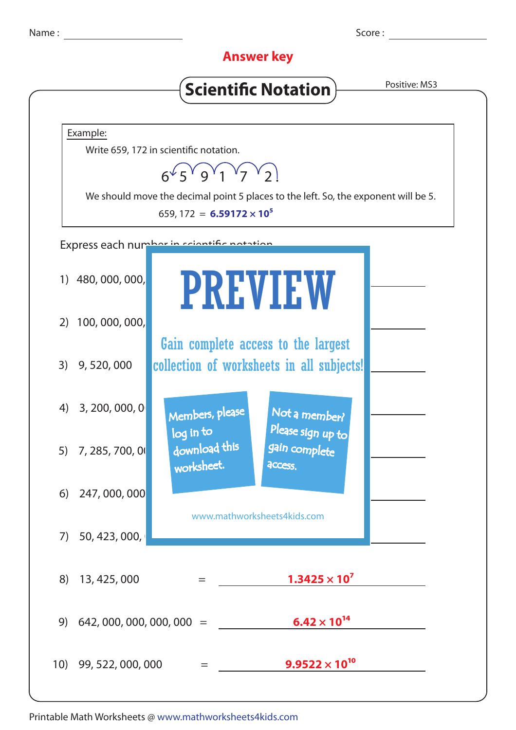Name : 

Score : 

**Answer key**

# Scientific Notation

Positive: MS3

Example:

Write 659, 172 in scientific notation.

6 5 9 1 7 2

We should move the decimal point 5 places to the left. So, the exponent will be 5.

659, 172 = $\mathbf{6.59172 \times 10^5}$

Express each number in scientific notation.

1) 480, 000, 000,

2) 100, 000, 000,

3) 9, 520, 000

4) 3, 200, 000, 0

5) 7, 285, 700, 0

6) 247, 000, 000

7) 50, 423, 000,

PREVIEW

Gain complete access to the largest collection of worksheets in all subjects!

Members, please log in to download this worksheet.

Not a member? Please sign up to gain complete access.

www.mathworksheets4kids.com

8) 13, 425, 000 = $\mathbf{1.3425 \times 10^7}$

9) 642, 000, 000, 000, 000 = $\mathbf{6.42 \times 10^{14}}$

10) 99, 522, 000, 000 = $\mathbf{9.9522 \times 10^{10}}$

Printable Math Worksheets @ www.mathworksheets4kids.com